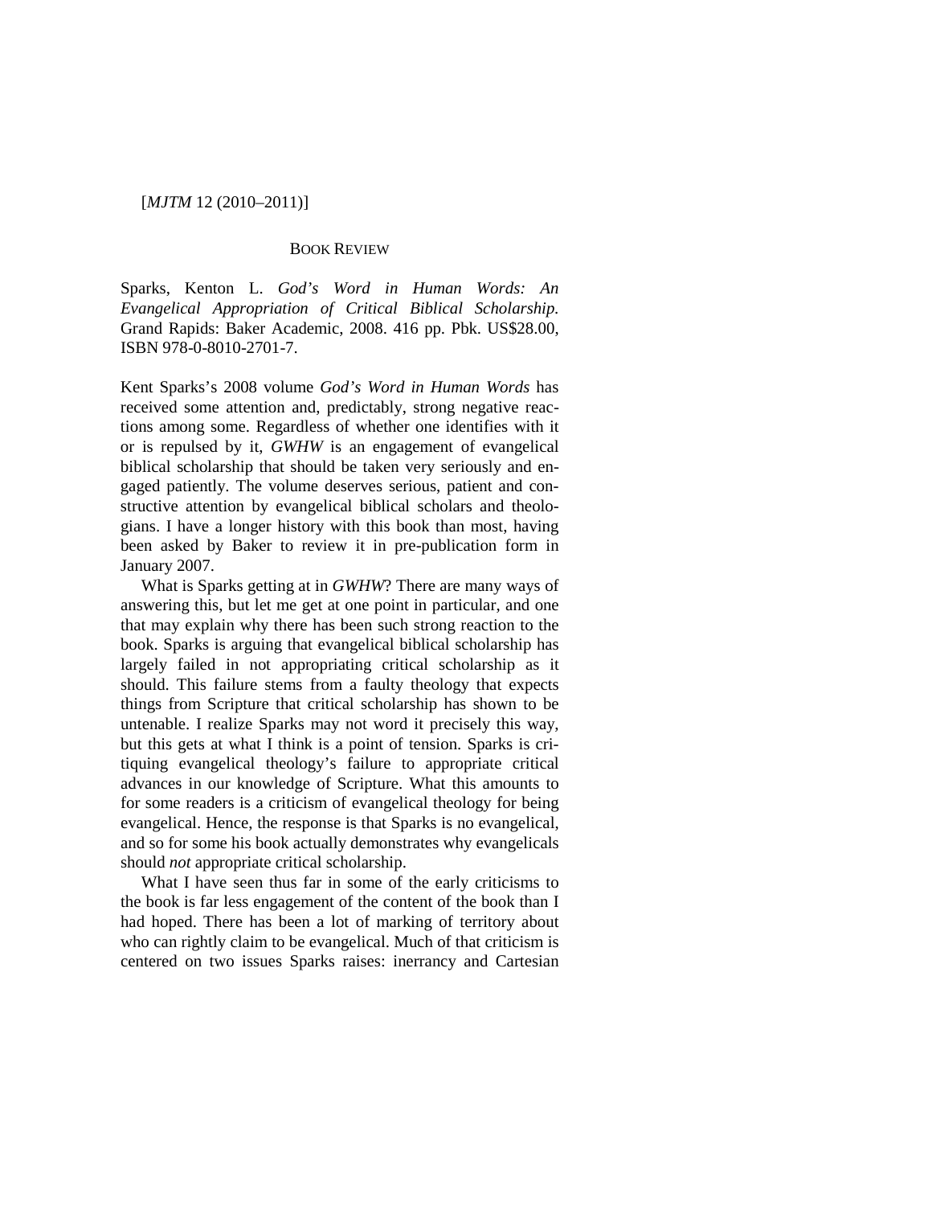BOOK REVIEW

Sparks, Kenton L. *God's Word in Human Words: An Evangelical Appropriation of Critical Biblical Scholarship.* Grand Rapids: Baker Academic, 2008. 416 pp. Pbk. US$28.00, ISBN 978-0-8010-2701-7.

Kent Sparks's 2008 volume *God's Word in Human Words* has received some attention and, predictably, strong negative reactions among some. Regardless of whether one identifies with it or is repulsed by it, *GWHW* is an engagement of evangelical biblical scholarship that should be taken very seriously and engaged patiently. The volume deserves serious, patient and constructive attention by evangelical biblical scholars and theologians. I have a longer history with this book than most, having been asked by Baker to review it in pre-publication form in January 2007.

What is Sparks getting at in *GWHW*? There are many ways of answering this, but let me get at one point in particular, and one that may explain why there has been such strong reaction to the book. Sparks is arguing that evangelical biblical scholarship has largely failed in not appropriating critical scholarship as it should. This failure stems from a faulty theology that expects things from Scripture that critical scholarship has shown to be untenable. I realize Sparks may not word it precisely this way, but this gets at what I think is a point of tension. Sparks is critiquing evangelical theology's failure to appropriate critical advances in our knowledge of Scripture. What this amounts to for some readers is a criticism of evangelical theology for being evangelical. Hence, the response is that Sparks is no evangelical, and so for some his book actually demonstrates why evangelicals should *not* appropriate critical scholarship.

What I have seen thus far in some of the early criticisms to the book is far less engagement of the content of the book than I had hoped. There has been a lot of marking of territory about who can rightly claim to be evangelical. Much of that criticism is centered on two issues Sparks raises: inerrancy and Cartesian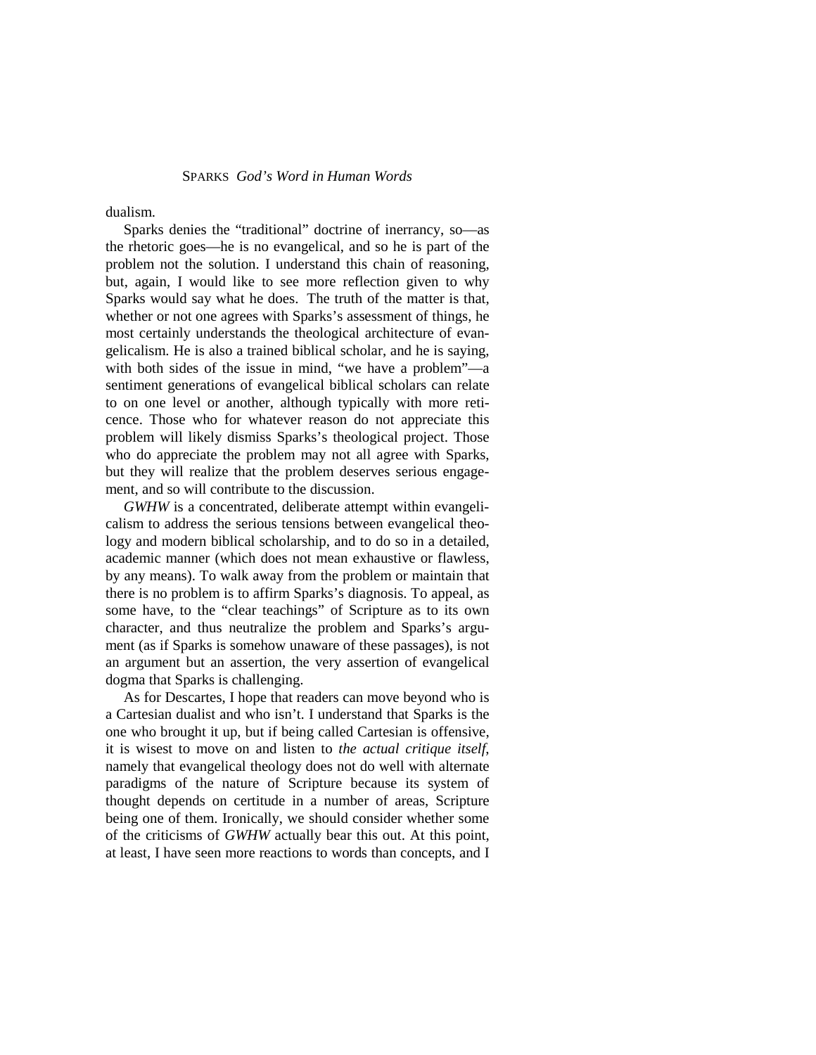dualism.

Sparks denies the "traditional" doctrine of inerrancy, so—as the rhetoric goes—he is no evangelical, and so he is part of the problem not the solution. I understand this chain of reasoning, but, again, I would like to see more reflection given to why Sparks would say what he does. The truth of the matter is that, whether or not one agrees with Sparks's assessment of things, he most certainly understands the theological architecture of evangelicalism. He is also a trained biblical scholar, and he is saying, with both sides of the issue in mind, "we have a problem"—a sentiment generations of evangelical biblical scholars can relate to on one level or another, although typically with more reticence. Those who for whatever reason do not appreciate this problem will likely dismiss Sparks's theological project. Those who do appreciate the problem may not all agree with Sparks, but they will realize that the problem deserves serious engagement, and so will contribute to the discussion.

*GWHW* is a concentrated, deliberate attempt within evangelicalism to address the serious tensions between evangelical theology and modern biblical scholarship, and to do so in a detailed, academic manner (which does not mean exhaustive or flawless, by any means). To walk away from the problem or maintain that there is no problem is to affirm Sparks's diagnosis. To appeal, as some have, to the "clear teachings" of Scripture as to its own character, and thus neutralize the problem and Sparks's argument (as if Sparks is somehow unaware of these passages), is not an argument but an assertion, the very assertion of evangelical dogma that Sparks is challenging.

As for Descartes, I hope that readers can move beyond who is a Cartesian dualist and who isn't. I understand that Sparks is the one who brought it up, but if being called Cartesian is offensive, it is wisest to move on and listen to *the actual critique itself*, namely that evangelical theology does not do well with alternate paradigms of the nature of Scripture because its system of thought depends on certitude in a number of areas, Scripture being one of them. Ironically, we should consider whether some of the criticisms of *GWHW* actually bear this out. At this point, at least, I have seen more reactions to words than concepts, and I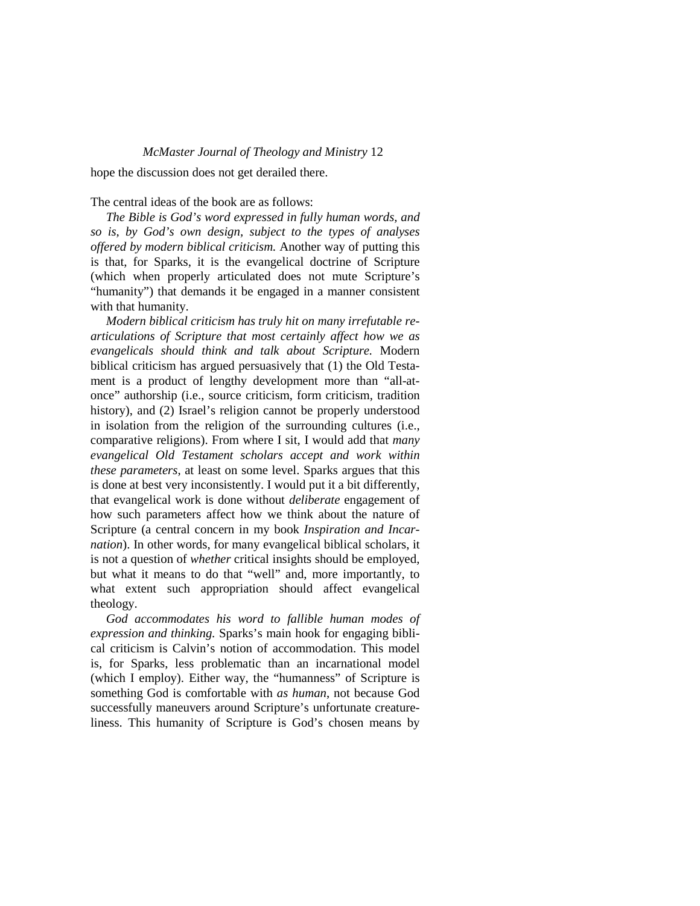hope the discussion does not get derailed there.

The central ideas of the book are as follows:

*The Bible is God's word expressed in fully human words, and so is, by God's own design, subject to the types of analyses offered by modern biblical criticism.* Another way of putting this is that, for Sparks, it is the evangelical doctrine of Scripture (which when properly articulated does not mute Scripture's "humanity") that demands it be engaged in a manner consistent with that humanity.

*Modern biblical criticism has truly hit on many irrefutable re-articulations of Scripture that most certainly affect how we as evangelicals should think and talk about Scripture.* Modern biblical criticism has argued persuasively that (1) the Old Testament is a product of lengthy development more than "all-at-once" authorship (i.e., source criticism, form criticism, tradition history), and (2) Israel's religion cannot be properly understood in isolation from the religion of the surrounding cultures (i.e., comparative religions). From where I sit, I would add that *many evangelical Old Testament scholars accept and work within these parameters*, at least on some level. Sparks argues that this is done at best very inconsistently. I would put it a bit differently, that evangelical work is done without *deliberate* engagement of how such parameters affect how we think about the nature of Scripture (a central concern in my book *Inspiration and Incarnation*). In other words, for many evangelical biblical scholars, it is not a question of *whether* critical insights should be employed, but what it means to do that "well" and, more importantly, to what extent such appropriation should affect evangelical theology.

*God accommodates his word to fallible human modes of expression and thinking.* Sparks's main hook for engaging biblical criticism is Calvin's notion of accommodation. This model is, for Sparks, less problematic than an incarnational model (which I employ). Either way, the "humanness" of Scripture is something God is comfortable with *as human*, not because God successfully maneuvers around Scripture's unfortunate creatureliness. This humanity of Scripture is God's chosen means by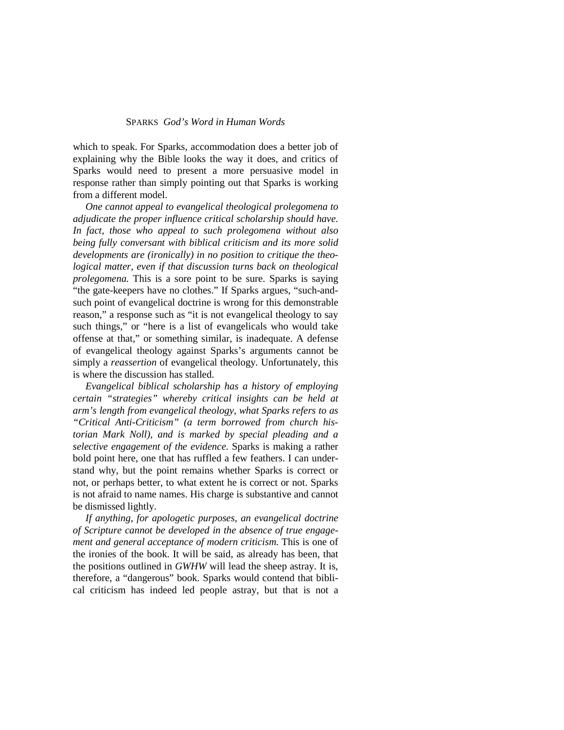which to speak. For Sparks, accommodation does a better job of explaining why the Bible looks the way it does, and critics of Sparks would need to present a more persuasive model in response rather than simply pointing out that Sparks is working from a different model.

*One cannot appeal to evangelical theological prolegomena to adjudicate the proper influence critical scholarship should have. In fact, those who appeal to such prolegomena without also being fully conversant with biblical criticism and its more solid developments are (ironically) in no position to critique the theological matter, even if that discussion turns back on theological prolegomena.* This is a sore point to be sure. Sparks is saying "the gate-keepers have no clothes." If Sparks argues, "such-and-such point of evangelical doctrine is wrong for this demonstrable reason," a response such as "it is not evangelical theology to say such things," or "here is a list of evangelicals who would take offense at that," or something similar, is inadequate. A defense of evangelical theology against Sparks's arguments cannot be simply a *reassertion* of evangelical theology. Unfortunately, this is where the discussion has stalled.

*Evangelical biblical scholarship has a history of employing certain "strategies" whereby critical insights can be held at arm's length from evangelical theology, what Sparks refers to as "Critical Anti-Criticism" (a term borrowed from church historian Mark Noll), and is marked by special pleading and a selective engagement of the evidence.* Sparks is making a rather bold point here, one that has ruffled a few feathers. I can understand why, but the point remains whether Sparks is correct or not, or perhaps better, to what extent he is correct or not. Sparks is not afraid to name names. His charge is substantive and cannot be dismissed lightly.

*If anything, for apologetic purposes, an evangelical doctrine of Scripture cannot be developed in the absence of true engagement and general acceptance of modern criticism.* This is one of the ironies of the book. It will be said, as already has been, that the positions outlined in *GWHW* will lead the sheep astray. It is, therefore, a "dangerous" book. Sparks would contend that biblical criticism has indeed led people astray, but that is not a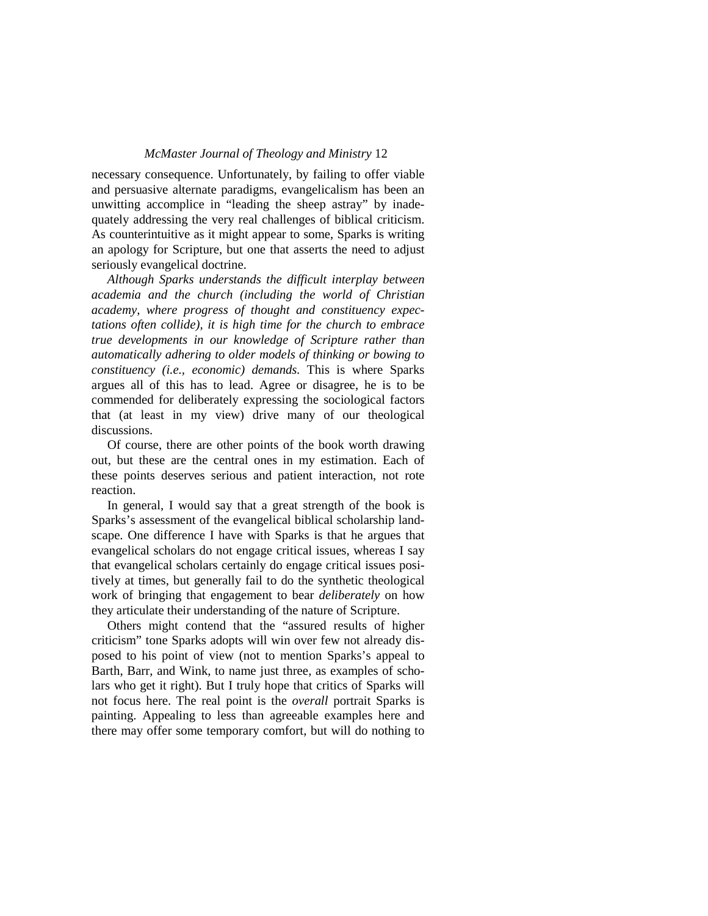necessary consequence. Unfortunately, by failing to offer viable and persuasive alternate paradigms, evangelicalism has been an unwitting accomplice in "leading the sheep astray" by inadequately addressing the very real challenges of biblical criticism. As counterintuitive as it might appear to some, Sparks is writing an apology for Scripture, but one that asserts the need to adjust seriously evangelical doctrine.

*Although Sparks understands the difficult interplay between academia and the church (including the world of Christian academy, where progress of thought and constituency expectations often collide), it is high time for the church to embrace true developments in our knowledge of Scripture rather than automatically adhering to older models of thinking or bowing to constituency (i.e., economic) demands.* This is where Sparks argues all of this has to lead. Agree or disagree, he is to be commended for deliberately expressing the sociological factors that (at least in my view) drive many of our theological discussions.

Of course, there are other points of the book worth drawing out, but these are the central ones in my estimation. Each of these points deserves serious and patient interaction, not rote reaction.

In general, I would say that a great strength of the book is Sparks's assessment of the evangelical biblical scholarship landscape. One difference I have with Sparks is that he argues that evangelical scholars do not engage critical issues, whereas I say that evangelical scholars certainly do engage critical issues positively at times, but generally fail to do the synthetic theological work of bringing that engagement to bear *deliberately* on how they articulate their understanding of the nature of Scripture.

Others might contend that the "assured results of higher criticism" tone Sparks adopts will win over few not already disposed to his point of view (not to mention Sparks's appeal to Barth, Barr, and Wink, to name just three, as examples of scholars who get it right). But I truly hope that critics of Sparks will not focus here. The real point is the *overall* portrait Sparks is painting. Appealing to less than agreeable examples here and there may offer some temporary comfort, but will do nothing to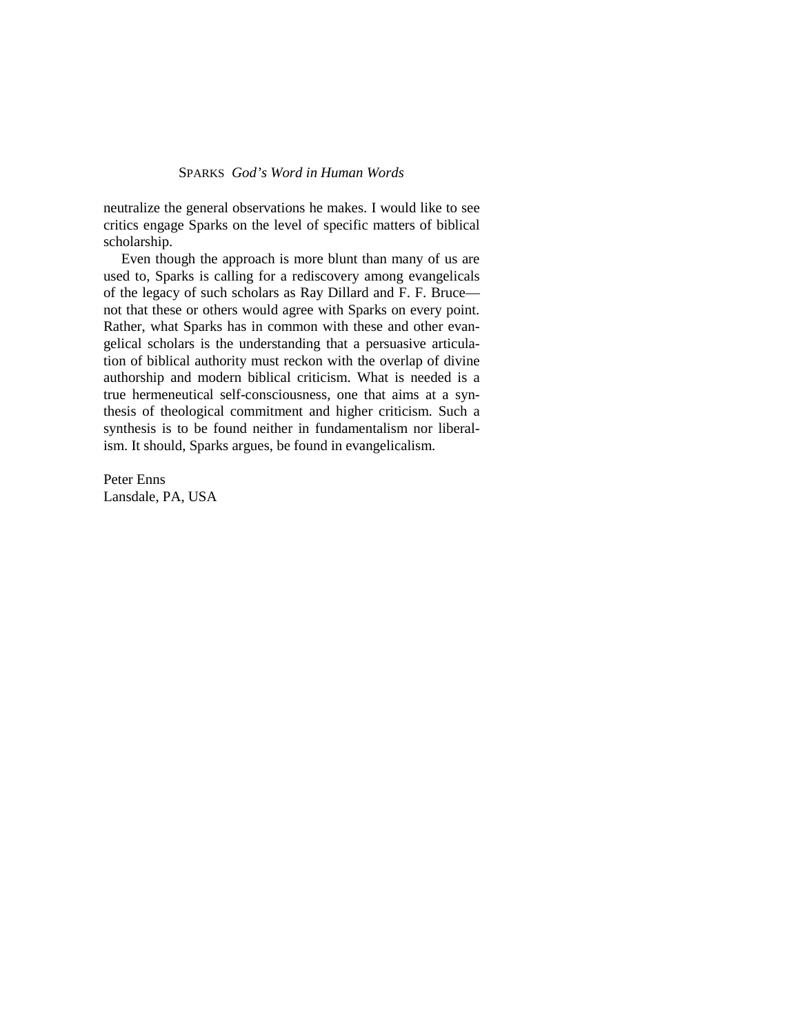neutralize the general observations he makes. I would like to see critics engage Sparks on the level of specific matters of biblical scholarship.

Even though the approach is more blunt than many of us are used to, Sparks is calling for a rediscovery among evangelicals of the legacy of such scholars as Ray Dillard and F. F. Bruce—not that these or others would agree with Sparks on every point. Rather, what Sparks has in common with these and other evangelical scholars is the understanding that a persuasive articulation of biblical authority must reckon with the overlap of divine authorship and modern biblical criticism. What is needed is a true hermeneutical self-consciousness, one that aims at a synthesis of theological commitment and higher criticism. Such a synthesis is to be found neither in fundamentalism nor liberalism. It should, Sparks argues, be found in evangelicalism.

Peter Enns
Lansdale, PA, USA